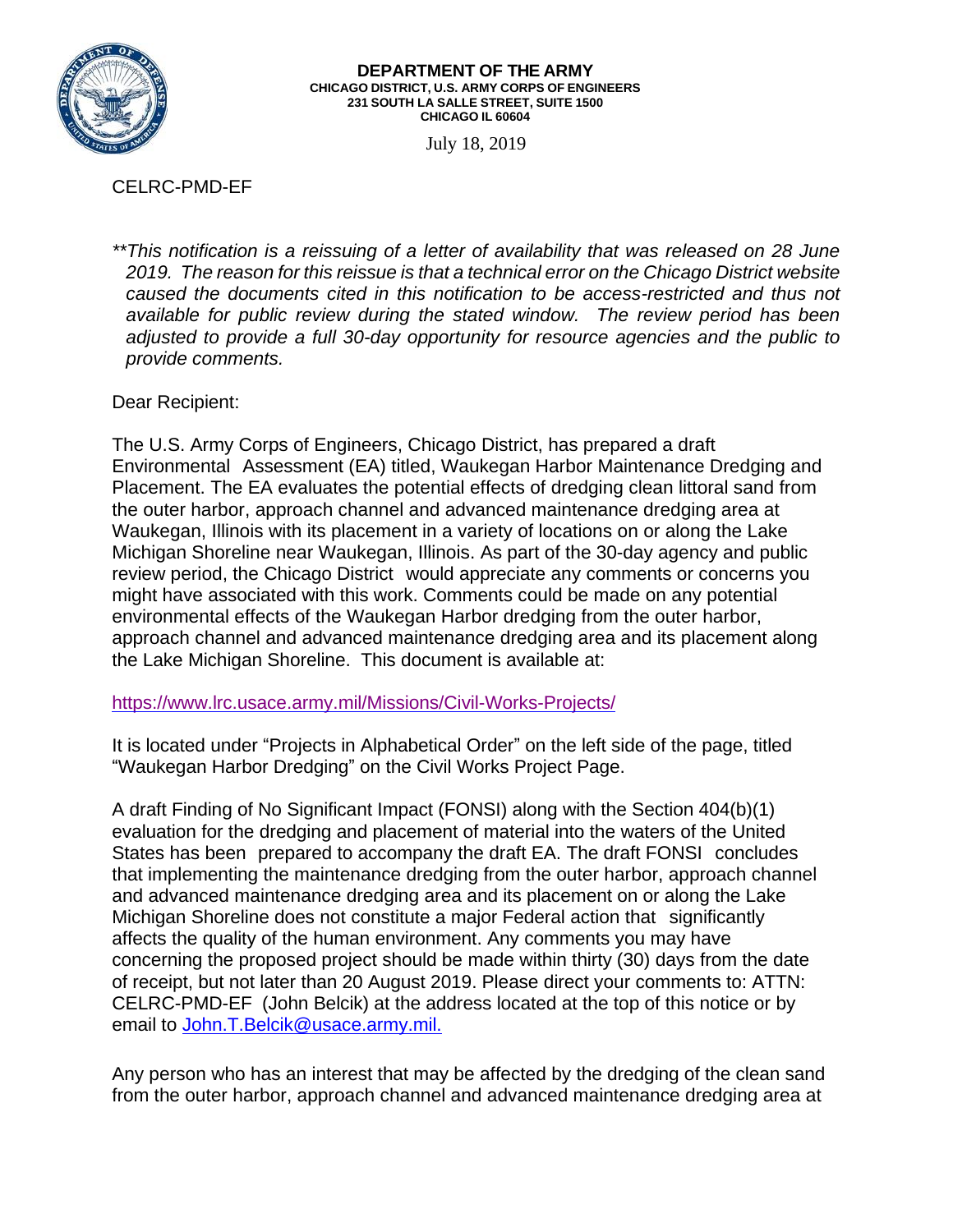**DEPARTMENT OF THE ARMY**
**CHICAGO DISTRICT, U.S. ARMY CORPS OF ENGINEERS**
**231 SOUTH LA SALLE STREET, SUITE 1500**
**CHICAGO IL 60604**

July 18, 2019

CELRC-PMD-EF

*\*\*This notification is a reissuing of a letter of availability that was released on 28 June 2019. The reason for this reissue is that a technical error on the Chicago District website caused the documents cited in this notification to be access-restricted and thus not available for public review during the stated window. The review period has been adjusted to provide a full 30-day opportunity for resource agencies and the public to provide comments.*

Dear Recipient:

The U.S. Army Corps of Engineers, Chicago District, has prepared a draft Environmental Assessment (EA) titled, Waukegan Harbor Maintenance Dredging and Placement. The EA evaluates the potential effects of dredging clean littoral sand from the outer harbor, approach channel and advanced maintenance dredging area at Waukegan, Illinois with its placement in a variety of locations on or along the Lake Michigan Shoreline near Waukegan, Illinois. As part of the 30-day agency and public review period, the Chicago District would appreciate any comments or concerns you might have associated with this work. Comments could be made on any potential environmental effects of the Waukegan Harbor dredging from the outer harbor, approach channel and advanced maintenance dredging area and its placement along the Lake Michigan Shoreline. This document is available at:

https://www.lrc.usace.army.mil/Missions/Civil-Works-Projects/

It is located under "Projects in Alphabetical Order" on the left side of the page, titled "Waukegan Harbor Dredging" on the Civil Works Project Page.

A draft Finding of No Significant Impact (FONSI) along with the Section 404(b)(1) evaluation for the dredging and placement of material into the waters of the United States has been prepared to accompany the draft EA. The draft FONSI concludes that implementing the maintenance dredging from the outer harbor, approach channel and advanced maintenance dredging area and its placement on or along the Lake Michigan Shoreline does not constitute a major Federal action that significantly affects the quality of the human environment. Any comments you may have concerning the proposed project should be made within thirty (30) days from the date of receipt, but not later than 20 August 2019. Please direct your comments to: ATTN: CELRC-PMD-EF (John Belcik) at the address located at the top of this notice or by email to John.T.Belcik@usace.army.mil.

Any person who has an interest that may be affected by the dredging of the clean sand from the outer harbor, approach channel and advanced maintenance dredging area at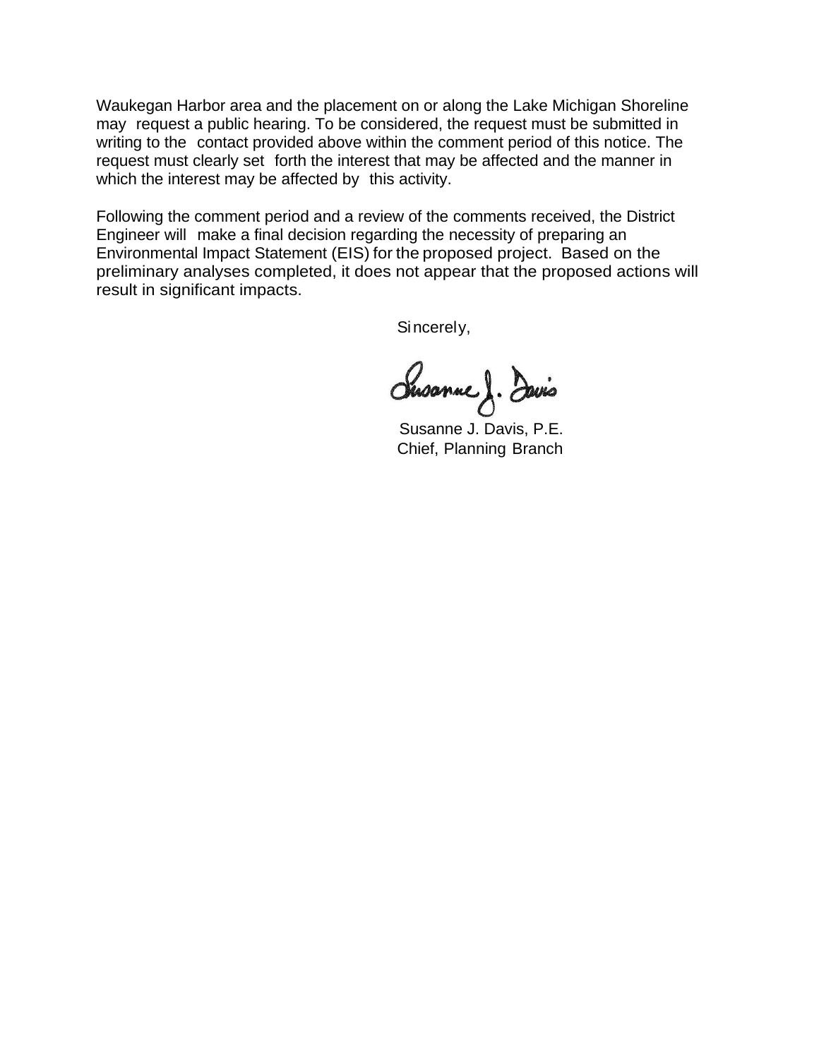Waukegan Harbor area and the placement on or along the Lake Michigan Shoreline may request a public hearing. To be considered, the request must be submitted in writing to the contact provided above within the comment period of this notice. The request must clearly set forth the interest that may be affected and the manner in which the interest may be affected by this activity.

Following the comment period and a review of the comments received, the District Engineer will make a final decision regarding the necessity of preparing an Environmental Impact Statement (EIS) for the proposed project. Based on the preliminary analyses completed, it does not appear that the proposed actions will result in significant impacts.

Sincerely,

Susanne J. Davis

Susanne J. Davis, P.E.
Chief, Planning Branch